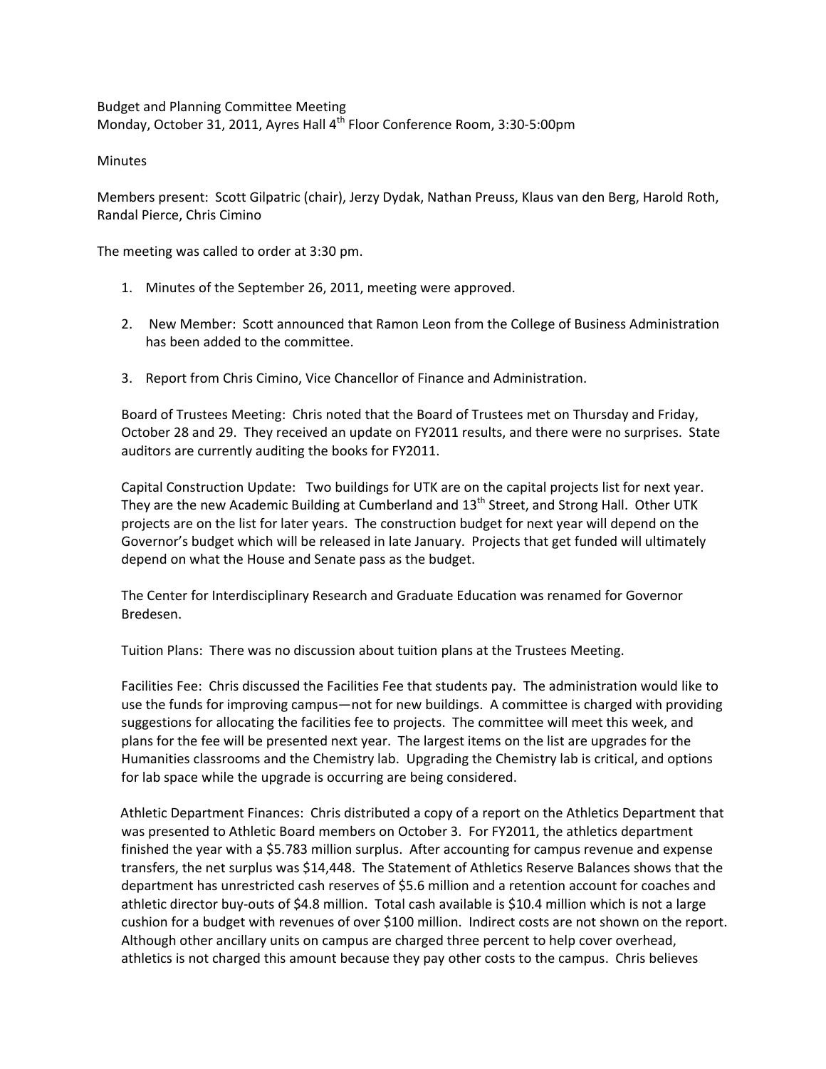Budget and Planning Committee Meeting
Monday, October 31, 2011, Ayres Hall 4th Floor Conference Room, 3:30-5:00pm

Minutes

Members present: Scott Gilpatric (chair), Jerzy Dydak, Nathan Preuss, Klaus van den Berg, Harold Roth, Randal Pierce, Chris Cimino

The meeting was called to order at 3:30 pm.

1. Minutes of the September 26, 2011, meeting were approved.

2. New Member: Scott announced that Ramon Leon from the College of Business Administration has been added to the committee.

3. Report from Chris Cimino, Vice Chancellor of Finance and Administration.

Board of Trustees Meeting: Chris noted that the Board of Trustees met on Thursday and Friday, October 28 and 29. They received an update on FY2011 results, and there were no surprises. State auditors are currently auditing the books for FY2011.

Capital Construction Update: Two buildings for UTK are on the capital projects list for next year. They are the new Academic Building at Cumberland and 13th Street, and Strong Hall. Other UTK projects are on the list for later years. The construction budget for next year will depend on the Governor's budget which will be released in late January. Projects that get funded will ultimately depend on what the House and Senate pass as the budget.

The Center for Interdisciplinary Research and Graduate Education was renamed for Governor Bredesen.

Tuition Plans: There was no discussion about tuition plans at the Trustees Meeting.

Facilities Fee: Chris discussed the Facilities Fee that students pay. The administration would like to use the funds for improving campus—not for new buildings. A committee is charged with providing suggestions for allocating the facilities fee to projects. The committee will meet this week, and plans for the fee will be presented next year. The largest items on the list are upgrades for the Humanities classrooms and the Chemistry lab. Upgrading the Chemistry lab is critical, and options for lab space while the upgrade is occurring are being considered.

Athletic Department Finances: Chris distributed a copy of a report on the Athletics Department that was presented to Athletic Board members on October 3. For FY2011, the athletics department finished the year with a $5.783 million surplus. After accounting for campus revenue and expense transfers, the net surplus was $14,448. The Statement of Athletics Reserve Balances shows that the department has unrestricted cash reserves of $5.6 million and a retention account for coaches and athletic director buy-outs of $4.8 million. Total cash available is $10.4 million which is not a large cushion for a budget with revenues of over $100 million. Indirect costs are not shown on the report. Although other ancillary units on campus are charged three percent to help cover overhead, athletics is not charged this amount because they pay other costs to the campus. Chris believes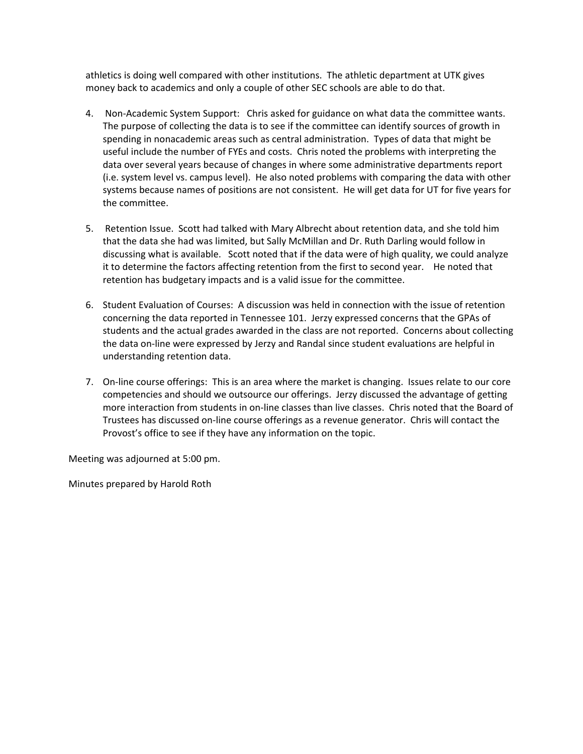athletics is doing well compared with other institutions. The athletic department at UTK gives money back to academics and only a couple of other SEC schools are able to do that.

4. Non-Academic System Support: Chris asked for guidance on what data the committee wants. The purpose of collecting the data is to see if the committee can identify sources of growth in spending in nonacademic areas such as central administration. Types of data that might be useful include the number of FYEs and costs. Chris noted the problems with interpreting the data over several years because of changes in where some administrative departments report (i.e. system level vs. campus level). He also noted problems with comparing the data with other systems because names of positions are not consistent. He will get data for UT for five years for the committee.

5. Retention Issue. Scott had talked with Mary Albrecht about retention data, and she told him that the data she had was limited, but Sally McMillan and Dr. Ruth Darling would follow in discussing what is available. Scott noted that if the data were of high quality, we could analyze it to determine the factors affecting retention from the first to second year. He noted that retention has budgetary impacts and is a valid issue for the committee.

6. Student Evaluation of Courses: A discussion was held in connection with the issue of retention concerning the data reported in Tennessee 101. Jerzy expressed concerns that the GPAs of students and the actual grades awarded in the class are not reported. Concerns about collecting the data on-line were expressed by Jerzy and Randal since student evaluations are helpful in understanding retention data.

7. On-line course offerings: This is an area where the market is changing. Issues relate to our core competencies and should we outsource our offerings. Jerzy discussed the advantage of getting more interaction from students in on-line classes than live classes. Chris noted that the Board of Trustees has discussed on-line course offerings as a revenue generator. Chris will contact the Provost's office to see if they have any information on the topic.

Meeting was adjourned at 5:00 pm.

Minutes prepared by Harold Roth